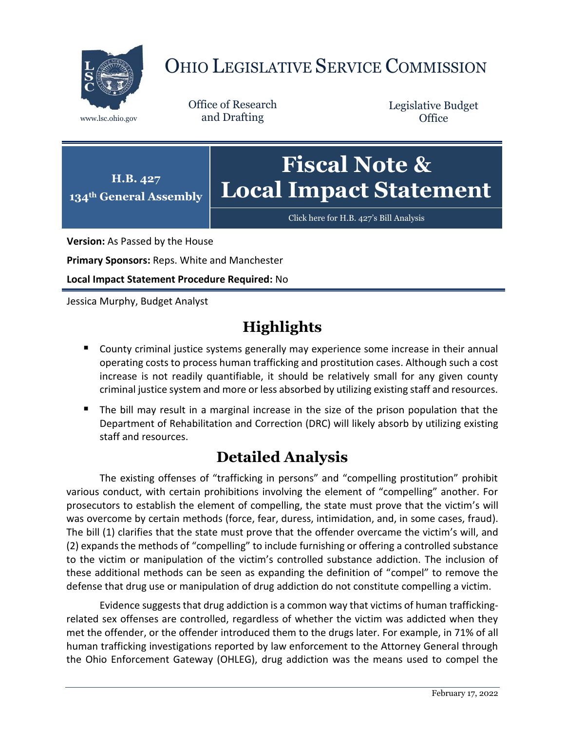# OHIO LEGISLATIVE SERVICE COMMISSION

www.lsc.ohio.gov

Office of Research and Drafting

Legislative Budget Office

**H.B. 427**
**134th General Assembly**

# Fiscal Note & Local Impact Statement

Click here for H.B. 427's Bill Analysis

**Version:** As Passed by the House

**Primary Sponsors:** Reps. White and Manchester

**Local Impact Statement Procedure Required:** No

Jessica Murphy, Budget Analyst

## Highlights

- County criminal justice systems generally may experience some increase in their annual operating costs to process human trafficking and prostitution cases. Although such a cost increase is not readily quantifiable, it should be relatively small for any given county criminal justice system and more or less absorbed by utilizing existing staff and resources.
- The bill may result in a marginal increase in the size of the prison population that the Department of Rehabilitation and Correction (DRC) will likely absorb by utilizing existing staff and resources.

## Detailed Analysis

The existing offenses of "trafficking in persons" and "compelling prostitution" prohibit various conduct, with certain prohibitions involving the element of "compelling" another. For prosecutors to establish the element of compelling, the state must prove that the victim's will was overcome by certain methods (force, fear, duress, intimidation, and, in some cases, fraud). The bill (1) clarifies that the state must prove that the offender overcame the victim's will, and (2) expands the methods of "compelling" to include furnishing or offering a controlled substance to the victim or manipulation of the victim's controlled substance addiction. The inclusion of these additional methods can be seen as expanding the definition of "compel" to remove the defense that drug use or manipulation of drug addiction do not constitute compelling a victim.

Evidence suggests that drug addiction is a common way that victims of human trafficking-related sex offenses are controlled, regardless of whether the victim was addicted when they met the offender, or the offender introduced them to the drugs later. For example, in 71% of all human trafficking investigations reported by law enforcement to the Attorney General through the Ohio Enforcement Gateway (OHLEG), drug addiction was the means used to compel the

February 17, 2022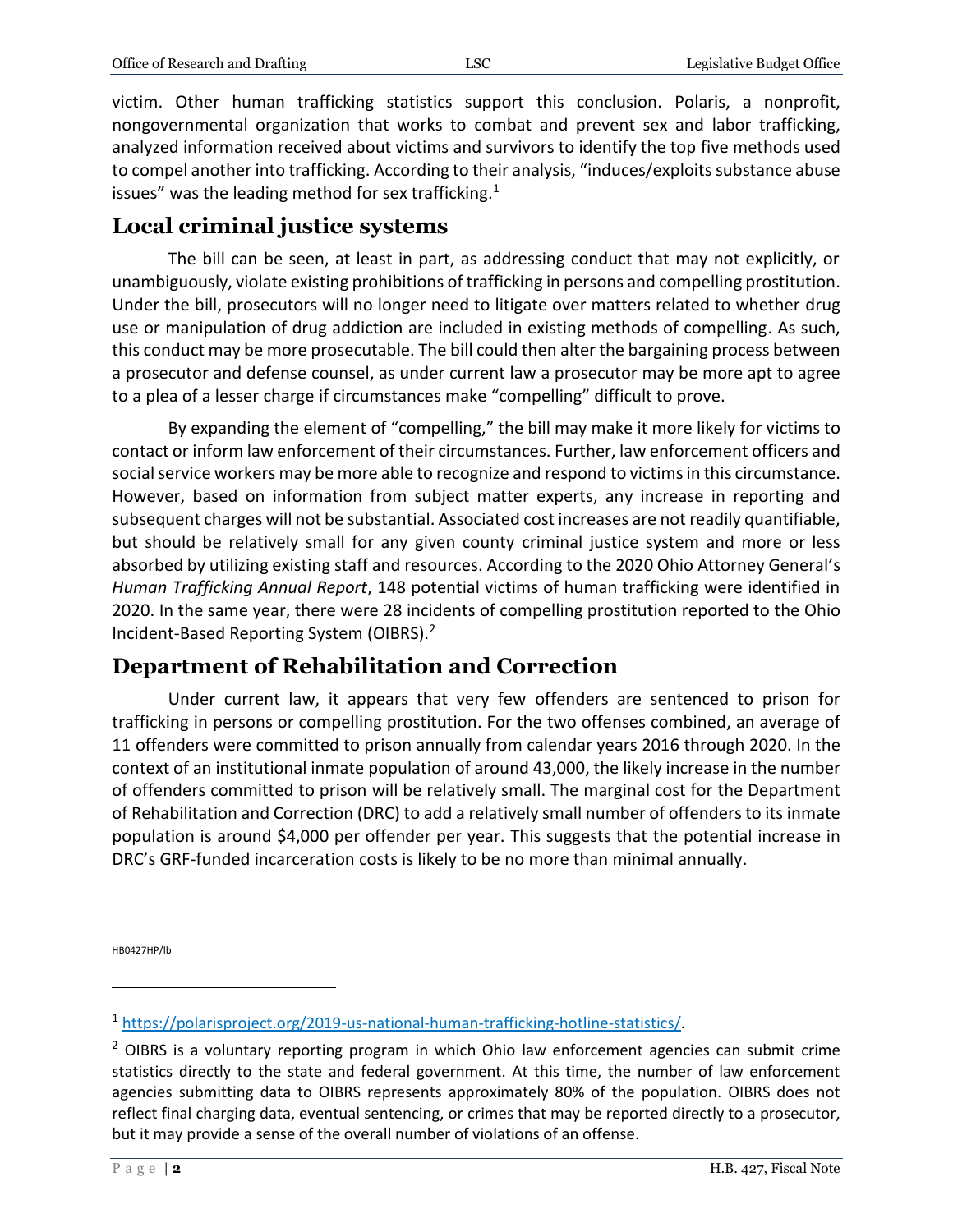victim. Other human trafficking statistics support this conclusion. Polaris, a nonprofit, nongovernmental organization that works to combat and prevent sex and labor trafficking, analyzed information received about victims and survivors to identify the top five methods used to compel another into trafficking. According to their analysis, "induces/exploits substance abuse issues" was the leading method for sex trafficking.[1]

## Local criminal justice systems

The bill can be seen, at least in part, as addressing conduct that may not explicitly, or unambiguously, violate existing prohibitions of trafficking in persons and compelling prostitution. Under the bill, prosecutors will no longer need to litigate over matters related to whether drug use or manipulation of drug addiction are included in existing methods of compelling. As such, this conduct may be more prosecutable. The bill could then alter the bargaining process between a prosecutor and defense counsel, as under current law a prosecutor may be more apt to agree to a plea of a lesser charge if circumstances make "compelling" difficult to prove.

By expanding the element of "compelling," the bill may make it more likely for victims to contact or inform law enforcement of their circumstances. Further, law enforcement officers and social service workers may be more able to recognize and respond to victims in this circumstance. However, based on information from subject matter experts, any increase in reporting and subsequent charges will not be substantial. Associated cost increases are not readily quantifiable, but should be relatively small for any given county criminal justice system and more or less absorbed by utilizing existing staff and resources. According to the 2020 Ohio Attorney General's *Human Trafficking Annual Report*, 148 potential victims of human trafficking were identified in 2020. In the same year, there were 28 incidents of compelling prostitution reported to the Ohio Incident-Based Reporting System (OIBRS).[2]

## Department of Rehabilitation and Correction

Under current law, it appears that very few offenders are sentenced to prison for trafficking in persons or compelling prostitution. For the two offenses combined, an average of 11 offenders were committed to prison annually from calendar years 2016 through 2020. In the context of an institutional inmate population of around 43,000, the likely increase in the number of offenders committed to prison will be relatively small. The marginal cost for the Department of Rehabilitation and Correction (DRC) to add a relatively small number of offenders to its inmate population is around $4,000 per offender per year. This suggests that the potential increase in DRC's GRF-funded incarceration costs is likely to be no more than minimal annually.

HB0427HP/lb

---

[1] https://polarisproject.org/2019-us-national-human-trafficking-hotline-statistics/.

[2] OIBRS is a voluntary reporting program in which Ohio law enforcement agencies can submit crime statistics directly to the state and federal government. At this time, the number of law enforcement agencies submitting data to OIBRS represents approximately 80% of the population. OIBRS does not reflect final charging data, eventual sentencing, or crimes that may be reported directly to a prosecutor, but it may provide a sense of the overall number of violations of an offense.